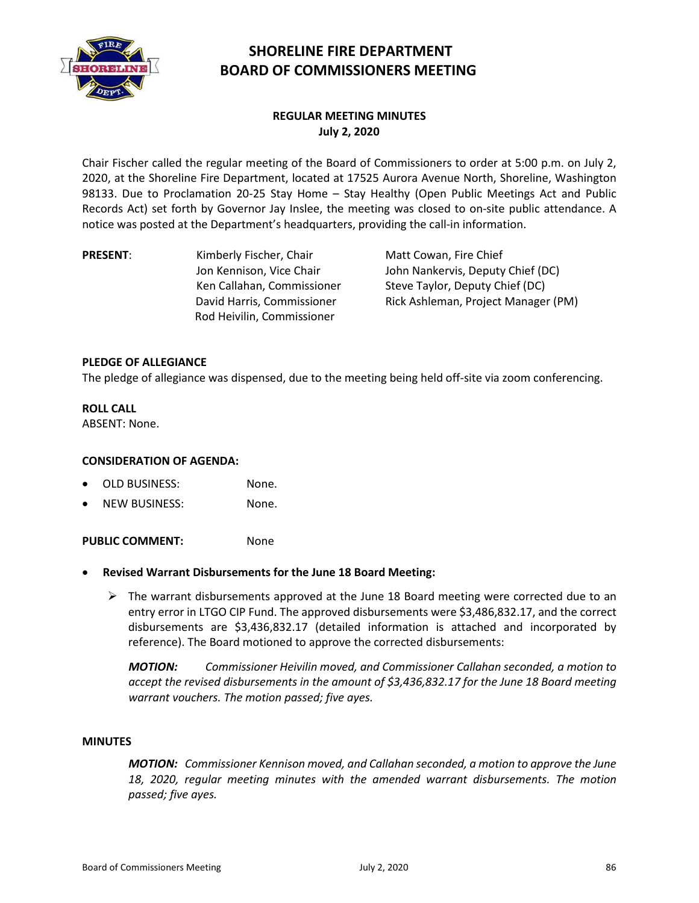# SHORELINE FIRE DEPARTMENT
# BOARD OF COMMISSIONERS MEETING

**REGULAR MEETING MINUTES**
**July 2, 2020**

Chair Fischer called the regular meeting of the Board of Commissioners to order at 5:00 p.m. on July 2, 2020, at the Shoreline Fire Department, located at 17525 Aurora Avenue North, Shoreline, Washington 98133. Due to Proclamation 20-25 Stay Home – Stay Healthy (Open Public Meetings Act and Public Records Act) set forth by Governor Jay Inslee, the meeting was closed to on-site public attendance. A notice was posted at the Department's headquarters, providing the call-in information.

| **PRESENT**: | | |
|---|---|---|
| | Kimberly Fischer, Chair | Matt Cowan, Fire Chief |
| | Jon Kennison, Vice Chair | John Nankervis, Deputy Chief (DC) |
| | Ken Callahan, Commissioner | Steve Taylor, Deputy Chief (DC) |
| | David Harris, Commissioner | Rick Ashleman, Project Manager (PM) |
| | Rod Heivilin, Commissioner | |

**PLEDGE OF ALLEGIANCE**

The pledge of allegiance was dispensed, due to the meeting being held off-site via zoom conferencing.

**ROLL CALL**

ABSENT: None.

**CONSIDERATION OF AGENDA:**

- OLD BUSINESS: None.
- NEW BUSINESS: None.

**PUBLIC COMMENT:** None

- **Revised Warrant Disbursements for the June 18 Board Meeting:**
  - The warrant disbursements approved at the June 18 Board meeting were corrected due to an entry error in LTGO CIP Fund. The approved disbursements were $3,486,832.17, and the correct disbursements are $3,436,832.17 (detailed information is attached and incorporated by reference). The Board motioned to approve the corrected disbursements:

    ***MOTION:*** *Commissioner Heivilin moved, and Commissioner Callahan seconded, a motion to accept the revised disbursements in the amount of $3,436,832.17 for the June 18 Board meeting warrant vouchers. The motion passed; five ayes.*

**MINUTES**

***MOTION:*** *Commissioner Kennison moved, and Callahan seconded, a motion to approve the June 18, 2020, regular meeting minutes with the amended warrant disbursements. The motion passed; five ayes.*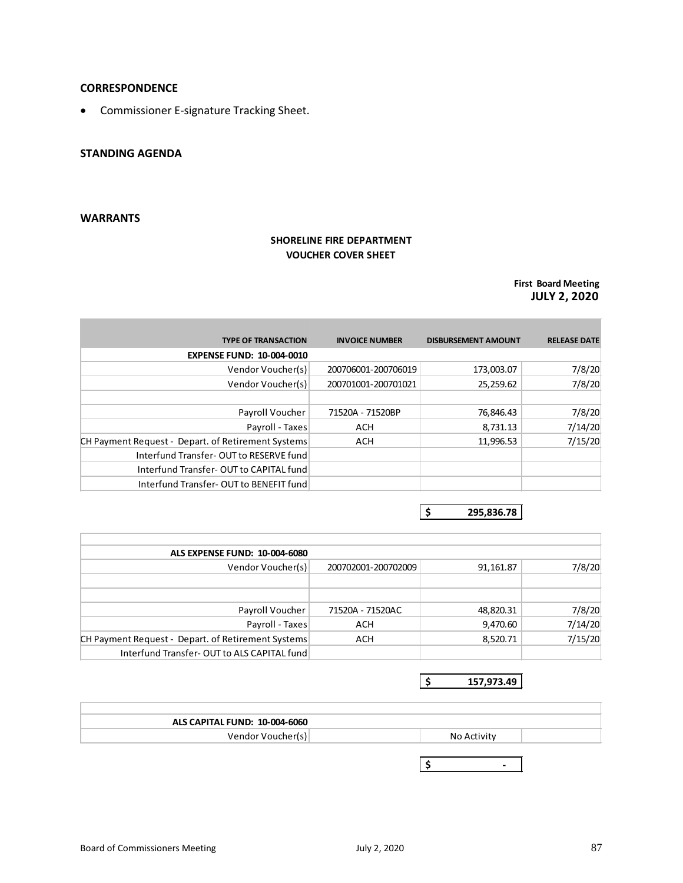**CORRESPONDENCE**

- Commissioner E-signature Tracking Sheet.

**STANDING AGENDA**

**WARRANTS**

**SHORELINE FIRE DEPARTMENT**
**VOUCHER COVER SHEET**

**First Board Meeting**
**JULY 2, 2020**

| TYPE OF TRANSACTION | INVOICE NUMBER | DISBURSEMENT AMOUNT | RELEASE DATE |
|---|---|---|---|
| **EXPENSE FUND: 10-004-0010** | | | |
| Vendor Voucher(s) | 200706001-200706019 | 173,003.07 | 7/8/20 |
| Vendor Voucher(s) | 200701001-200701021 | 25,259.62 | 7/8/20 |
| | | | |
| Payroll Voucher | 71520A - 71520BP | 76,846.43 | 7/8/20 |
| Payroll - Taxes | ACH | 8,731.13 | 7/14/20 |
| CH Payment Request - Depart. of Retirement Systems | ACH | 11,996.53 | 7/15/20 |
| Interfund Transfer- OUT to RESERVE fund | | | |
| Interfund Transfer- OUT to CAPITAL fund | | | |
| Interfund Transfer- OUT to BENEFIT fund | | | |
| | | **$ 295,836.78** | |

| | | | |
|---|---|---|---|
| **ALS EXPENSE FUND: 10-004-6080** | | | |
| Vendor Voucher(s) | 200702001-200702009 | 91,161.87 | 7/8/20 |
| | | | |
| | | | |
| Payroll Voucher | 71520A - 71520AC | 48,820.31 | 7/8/20 |
| Payroll - Taxes | ACH | 9,470.60 | 7/14/20 |
| CH Payment Request - Depart. of Retirement Systems | ACH | 8,520.71 | 7/15/20 |
| Interfund Transfer- OUT to ALS CAPITAL fund | | | |
| | | **$ 157,973.49** | |

| | | | |
|---|---|---|---|
| **ALS CAPITAL FUND: 10-004-6060** | | | |
| Vendor Voucher(s) | | No Activity | |
| | | **$ -** | |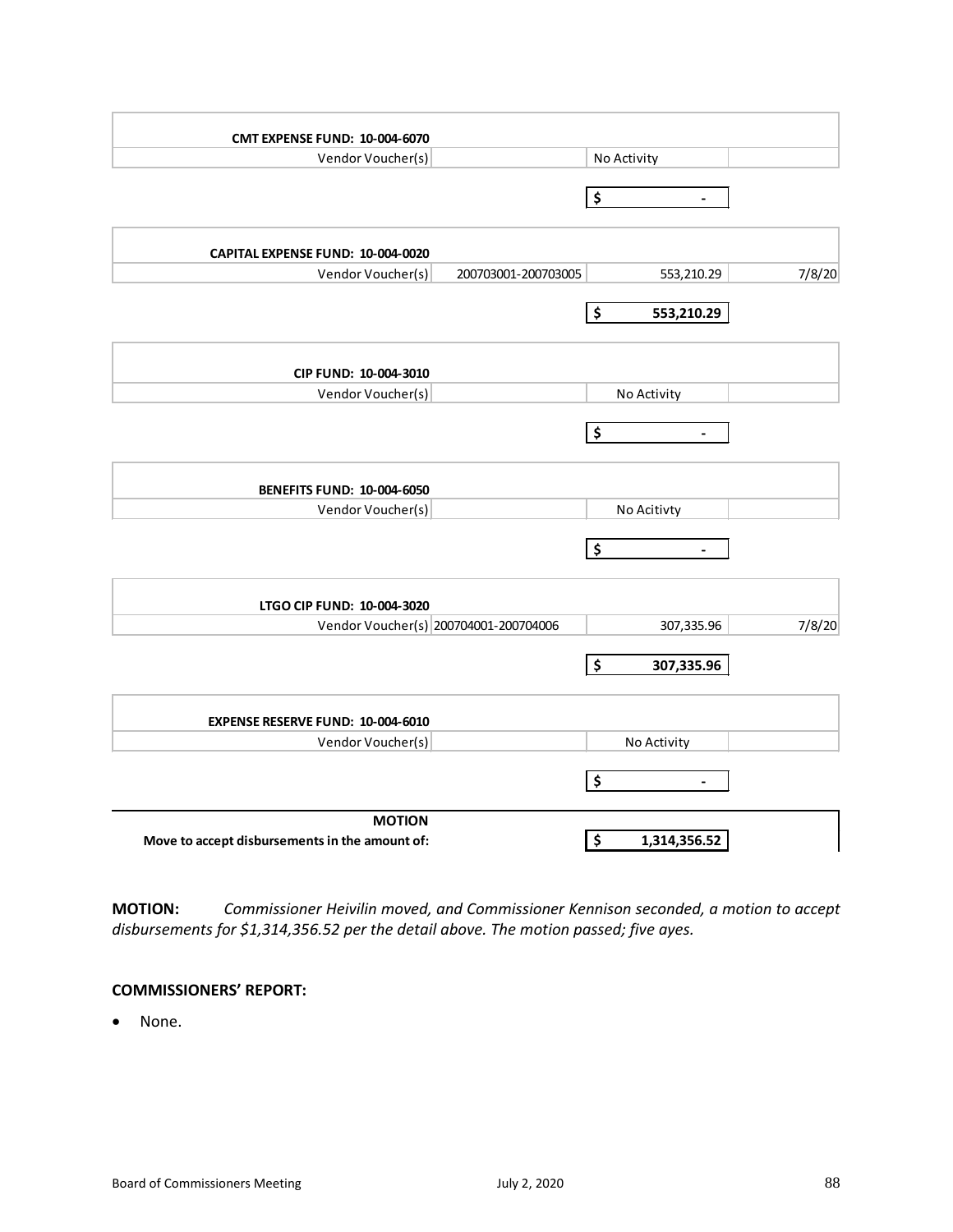| CMT EXPENSE FUND: 10-004-6070 | | | |
|---|---|---|---|
| Vendor Voucher(s) | | No Activity | |
| | | $ - | |

| CAPITAL EXPENSE FUND: 10-004-0020 | | | |
|---|---|---|---|
| Vendor Voucher(s) | 200703001-200703005 | 553,210.29 | 7/8/20 |
| | | **$ 553,210.29** | |

| CIP FUND: 10-004-3010 | | | |
|---|---|---|---|
| Vendor Voucher(s) | | No Activity | |
| | | $ - | |

| BENEFITS FUND: 10-004-6050 | | | |
|---|---|---|---|
| Vendor Voucher(s) | | No Acitivty | |
| | | $ - | |

| LTGO CIP FUND: 10-004-3020 | | | |
|---|---|---|---|
| Vendor Voucher(s) | 200704001-200704006 | 307,335.96 | 7/8/20 |
| | | **$ 307,335.96** | |

| EXPENSE RESERVE FUND: 10-004-6010 | | | |
|---|---|---|---|
| Vendor Voucher(s) | | No Activity | |
| | | $ - | |

| **MOTION** | | | |
|---|---|---|---|
| **Move to accept disbursements in the amount of:** | | **$ 1,314,356.52** | |

**MOTION:** *Commissioner Heivilin moved, and Commissioner Kennison seconded, a motion to accept disbursements for $1,314,356.52 per the detail above. The motion passed; five ayes.*

**COMMISSIONERS' REPORT:**

- None.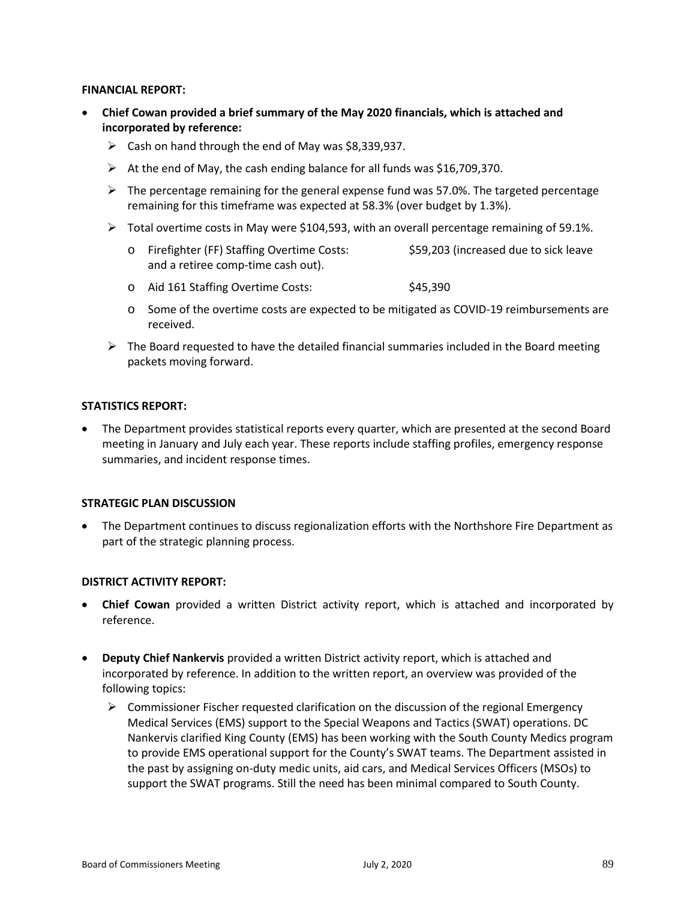**FINANCIAL REPORT:**

- **Chief Cowan provided a brief summary of the May 2020 financials, which is attached and incorporated by reference:**
  - Cash on hand through the end of May was $8,339,937.
  - At the end of May, the cash ending balance for all funds was $16,709,370.
  - The percentage remaining for the general expense fund was 57.0%. The targeted percentage remaining for this timeframe was expected at 58.3% (over budget by 1.3%).
  - Total overtime costs in May were $104,593, with an overall percentage remaining of 59.1%.
    - Firefighter (FF) Staffing Overtime Costs: $59,203 (increased due to sick leave and a retiree comp-time cash out).
    - Aid 161 Staffing Overtime Costs: $45,390
    - Some of the overtime costs are expected to be mitigated as COVID-19 reimbursements are received.
  - The Board requested to have the detailed financial summaries included in the Board meeting packets moving forward.

**STATISTICS REPORT:**

- The Department provides statistical reports every quarter, which are presented at the second Board meeting in January and July each year. These reports include staffing profiles, emergency response summaries, and incident response times.

**STRATEGIC PLAN DISCUSSION**

- The Department continues to discuss regionalization efforts with the Northshore Fire Department as part of the strategic planning process.

**DISTRICT ACTIVITY REPORT:**

- **Chief Cowan** provided a written District activity report, which is attached and incorporated by reference.

- **Deputy Chief Nankervis** provided a written District activity report, which is attached and incorporated by reference. In addition to the written report, an overview was provided of the following topics:
  - Commissioner Fischer requested clarification on the discussion of the regional Emergency Medical Services (EMS) support to the Special Weapons and Tactics (SWAT) operations. DC Nankervis clarified King County (EMS) has been working with the South County Medics program to provide EMS operational support for the County's SWAT teams. The Department assisted in the past by assigning on-duty medic units, aid cars, and Medical Services Officers (MSOs) to support the SWAT programs. Still the need has been minimal compared to South County.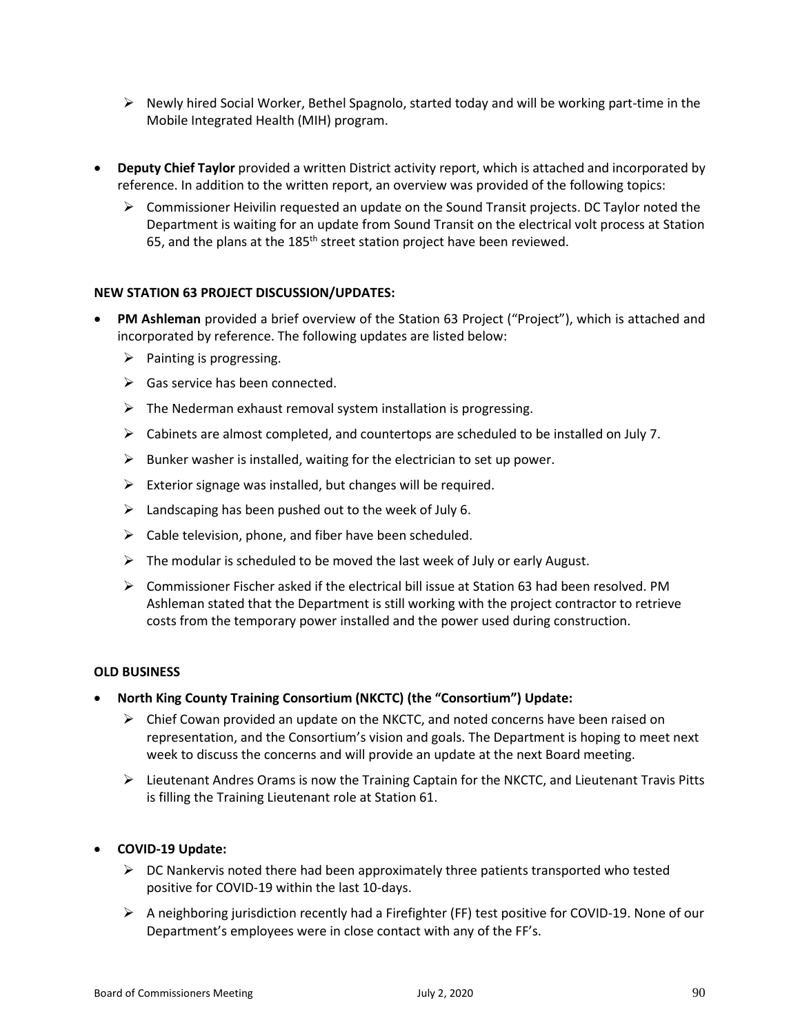- Newly hired Social Worker, Bethel Spagnolo, started today and will be working part-time in the Mobile Integrated Health (MIH) program.

- **Deputy Chief Taylor** provided a written District activity report, which is attached and incorporated by reference. In addition to the written report, an overview was provided of the following topics:
  - Commissioner Heivilin requested an update on the Sound Transit projects. DC Taylor noted the Department is waiting for an update from Sound Transit on the electrical volt process at Station 65, and the plans at the 185th street station project have been reviewed.

**NEW STATION 63 PROJECT DISCUSSION/UPDATES:**

- **PM Ashleman** provided a brief overview of the Station 63 Project ("Project"), which is attached and incorporated by reference. The following updates are listed below:
  - Painting is progressing.
  - Gas service has been connected.
  - The Nederman exhaust removal system installation is progressing.
  - Cabinets are almost completed, and countertops are scheduled to be installed on July 7.
  - Bunker washer is installed, waiting for the electrician to set up power.
  - Exterior signage was installed, but changes will be required.
  - Landscaping has been pushed out to the week of July 6.
  - Cable television, phone, and fiber have been scheduled.
  - The modular is scheduled to be moved the last week of July or early August.
  - Commissioner Fischer asked if the electrical bill issue at Station 63 had been resolved. PM Ashleman stated that the Department is still working with the project contractor to retrieve costs from the temporary power installed and the power used during construction.

**OLD BUSINESS**

- **North King County Training Consortium (NKCTC) (the "Consortium") Update:**
  - Chief Cowan provided an update on the NKCTC, and noted concerns have been raised on representation, and the Consortium's vision and goals. The Department is hoping to meet next week to discuss the concerns and will provide an update at the next Board meeting.
  - Lieutenant Andres Orams is now the Training Captain for the NKCTC, and Lieutenant Travis Pitts is filling the Training Lieutenant role at Station 61.

- **COVID-19 Update:**
  - DC Nankervis noted there had been approximately three patients transported who tested positive for COVID-19 within the last 10-days.
  - A neighboring jurisdiction recently had a Firefighter (FF) test positive for COVID-19. None of our Department's employees were in close contact with any of the FF's.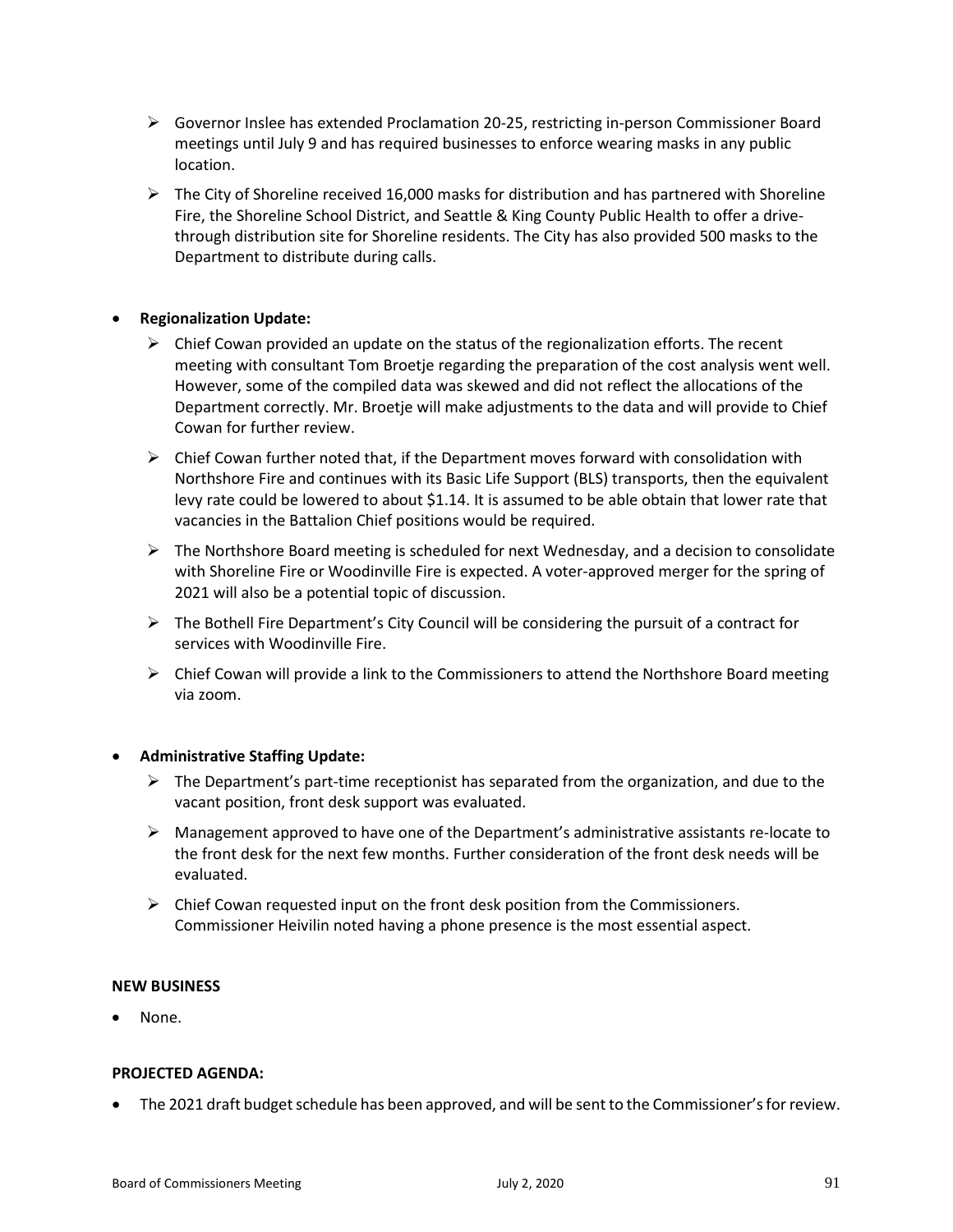- Governor Inslee has extended Proclamation 20-25, restricting in-person Commissioner Board meetings until July 9 and has required businesses to enforce wearing masks in any public location.
- The City of Shoreline received 16,000 masks for distribution and has partnered with Shoreline Fire, the Shoreline School District, and Seattle & King County Public Health to offer a drive-through distribution site for Shoreline residents. The City has also provided 500 masks to the Department to distribute during calls.

- **Regionalization Update:**
  - Chief Cowan provided an update on the status of the regionalization efforts. The recent meeting with consultant Tom Broetje regarding the preparation of the cost analysis went well. However, some of the compiled data was skewed and did not reflect the allocations of the Department correctly. Mr. Broetje will make adjustments to the data and will provide to Chief Cowan for further review.
  - Chief Cowan further noted that, if the Department moves forward with consolidation with Northshore Fire and continues with its Basic Life Support (BLS) transports, then the equivalent levy rate could be lowered to about $1.14. It is assumed to be able obtain that lower rate that vacancies in the Battalion Chief positions would be required.
  - The Northshore Board meeting is scheduled for next Wednesday, and a decision to consolidate with Shoreline Fire or Woodinville Fire is expected. A voter-approved merger for the spring of 2021 will also be a potential topic of discussion.
  - The Bothell Fire Department's City Council will be considering the pursuit of a contract for services with Woodinville Fire.
  - Chief Cowan will provide a link to the Commissioners to attend the Northshore Board meeting via zoom.

- **Administrative Staffing Update:**
  - The Department's part-time receptionist has separated from the organization, and due to the vacant position, front desk support was evaluated.
  - Management approved to have one of the Department's administrative assistants re-locate to the front desk for the next few months. Further consideration of the front desk needs will be evaluated.
  - Chief Cowan requested input on the front desk position from the Commissioners. Commissioner Heivilin noted having a phone presence is the most essential aspect.

**NEW BUSINESS**

- None.

**PROJECTED AGENDA:**

- The 2021 draft budget schedule has been approved, and will be sent to the Commissioner's for review.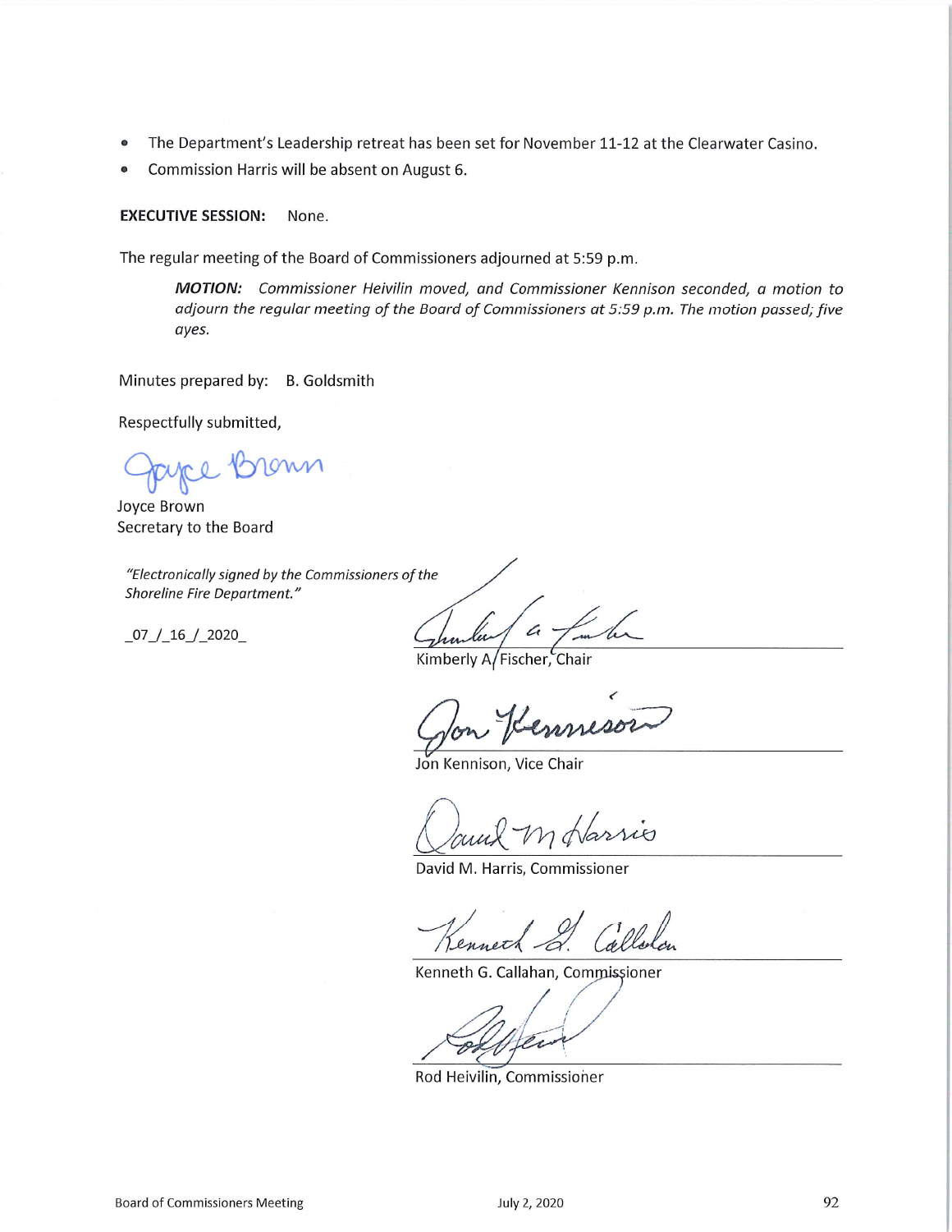- The Department's Leadership retreat has been set for November 11-12 at the Clearwater Casino.
- Commission Harris will be absent on August 6.

**EXECUTIVE SESSION:** None.

The regular meeting of the Board of Commissioners adjourned at 5:59 p.m.

> ***MOTION:*** *Commissioner Heivilin moved, and Commissioner Kennison seconded, a motion to adjourn the regular meeting of the Board of Commissioners at 5:59 p.m. The motion passed; five ayes.*

Minutes prepared by: B. Goldsmith

Respectfully submitted,

Joyce Brown
Secretary to the Board

*"Electronically signed by the Commissioners of the Shoreline Fire Department."*

_07_/_16_/_2020_

Kimberly A. Fischer, Chair

Jon Kennison, Vice Chair

David M. Harris, Commissioner

Kenneth G. Callahan, Commissioner

Rod Heivilin, Commissioner